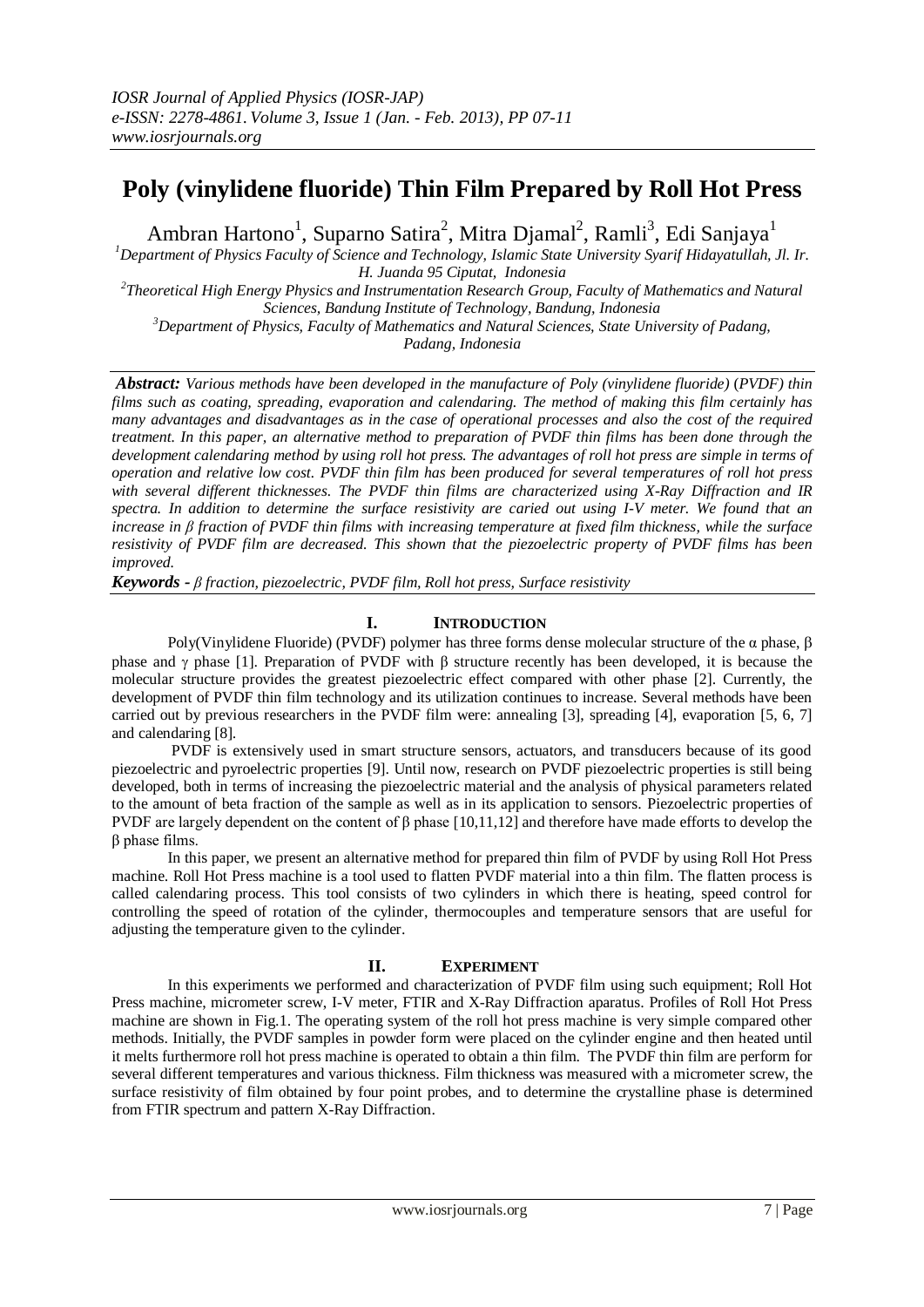# Poly (vinylidene fluoride) Thin Film Prepared by Roll Hot Press

Ambran Hartono[1], Suparno Satira[2], Mitra Djamal[2], Ramli[3], Edi Sanjaya[1]

[1]Department of Physics Faculty of Science and Technology, Islamic State University Syarif Hidayatullah, Jl. Ir. H. Juanda 95 Ciputat, Indonesia

[2]Theoretical High Energy Physics and Instrumentation Research Group, Faculty of Mathematics and Natural Sciences, Bandung Institute of Technology, Bandung, Indonesia

[3]Department of Physics, Faculty of Mathematics and Natural Sciences, State University of Padang, Padang, Indonesia

***Abstract:*** *Various methods have been developed in the manufacture of Poly (vinylidene fluoride) (PVDF) thin films such as coating, spreading, evaporation and calendaring. The method of making this film certainly has many advantages and disadvantages as in the case of operational processes and also the cost of the required treatment. In this paper, an alternative method to preparation of PVDF thin films has been done through the development calendaring method by using roll hot press. The advantages of roll hot press are simple in terms of operation and relative low cost. PVDF thin film has been produced for several temperatures of roll hot press with several different thicknesses. The PVDF thin films are characterized using X-Ray Diffraction and IR spectra. In addition to determine the surface resistivity are caried out using I-V meter. We found that an increase in β fraction of PVDF thin films with increasing temperature at fixed film thickness, while the surface resistivity of PVDF film are decreased. This shown that the piezoelectric property of PVDF films has been improved.*

***Keywords -*** *β fraction, piezoelectric, PVDF film, Roll hot press, Surface resistivity*

## I. Introduction

Poly(Vinylidene Fluoride) (PVDF) polymer has three forms dense molecular structure of the α phase, β phase and γ phase [1]. Preparation of PVDF with β structure recently has been developed, it is because the molecular structure provides the greatest piezoelectric effect compared with other phase [2]. Currently, the development of PVDF thin film technology and its utilization continues to increase. Several methods have been carried out by previous researchers in the PVDF film were: annealing [3], spreading [4], evaporation [5, 6, 7] and calendaring [8].

PVDF is extensively used in smart structure sensors, actuators, and transducers because of its good piezoelectric and pyroelectric properties [9]. Until now, research on PVDF piezoelectric properties is still being developed, both in terms of increasing the piezoelectric material and the analysis of physical parameters related to the amount of beta fraction of the sample as well as in its application to sensors. Piezoelectric properties of PVDF are largely dependent on the content of β phase [10,11,12] and therefore have made efforts to develop the β phase films.

In this paper, we present an alternative method for prepared thin film of PVDF by using Roll Hot Press machine. Roll Hot Press machine is a tool used to flatten PVDF material into a thin film. The flatten process is called calendaring process. This tool consists of two cylinders in which there is heating, speed control for controlling the speed of rotation of the cylinder, thermocouples and temperature sensors that are useful for adjusting the temperature given to the cylinder.

## II. Experiment

In this experiments we performed and characterization of PVDF film using such equipment; Roll Hot Press machine, micrometer screw, I-V meter, FTIR and X-Ray Diffraction aparatus. Profiles of Roll Hot Press machine are shown in Fig.1. The operating system of the roll hot press machine is very simple compared other methods. Initially, the PVDF samples in powder form were placed on the cylinder engine and then heated until it melts furthermore roll hot press machine is operated to obtain a thin film. The PVDF thin film are perform for several different temperatures and various thickness. Film thickness was measured with a micrometer screw, the surface resistivity of film obtained by four point probes, and to determine the crystalline phase is determined from FTIR spectrum and pattern X-Ray Diffraction.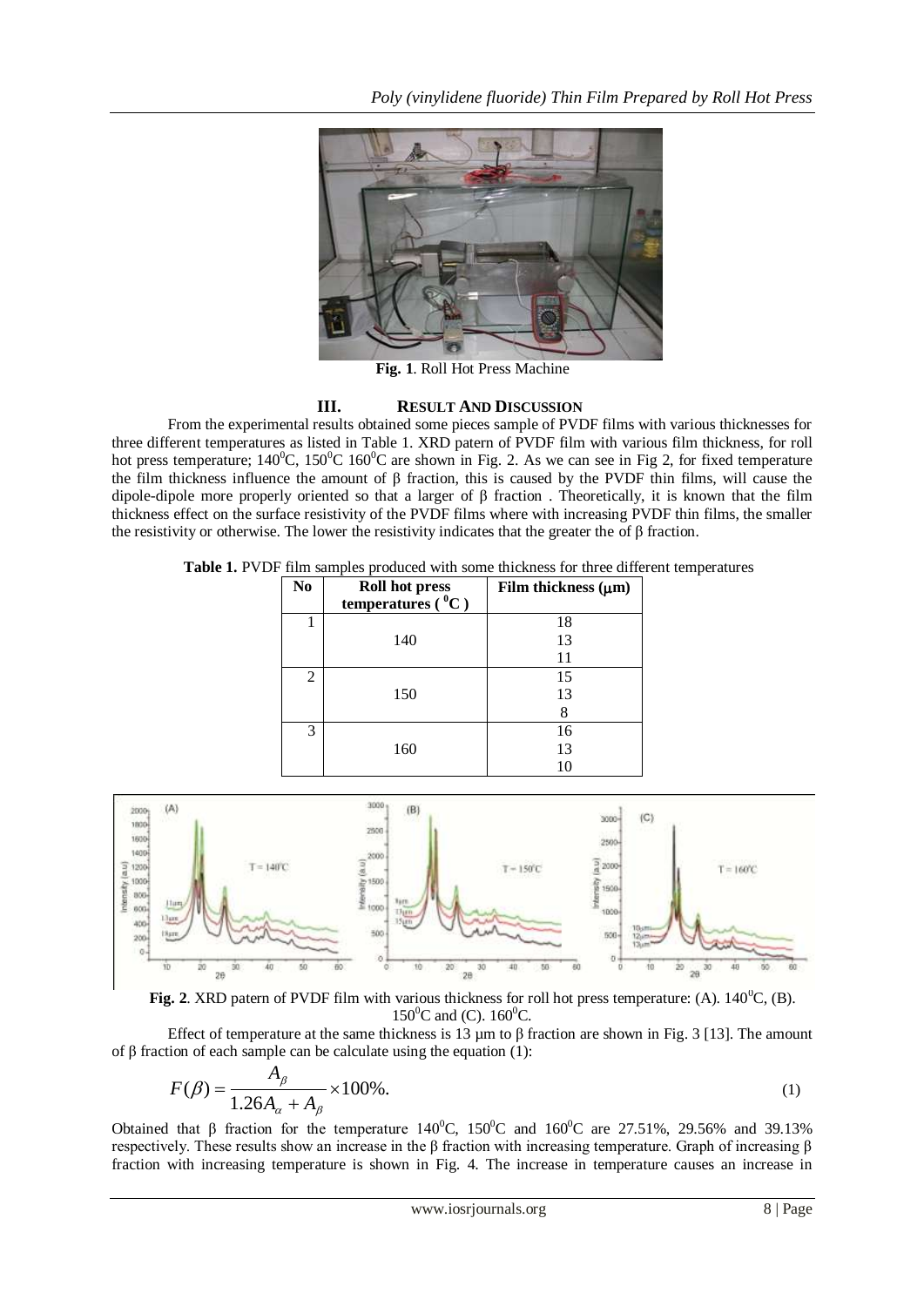Fig. 1. Roll Hot Press Machine

## III. Result And Discussion

From the experimental results obtained some pieces sample of PVDF films with various thicknesses for three different temperatures as listed in Table 1. XRD patern of PVDF film with various film thickness, for roll hot press temperature; $140^0$C, $150^0$C $160^0$C are shown in Fig. 2. As we can see in Fig 2, for fixed temperature the film thickness influence the amount of β fraction, this is caused by the PVDF thin films, will cause the dipole-dipole more properly oriented so that a larger of β fraction . Theoretically, it is known that the film thickness effect on the surface resistivity of the PVDF films where with increasing PVDF thin films, the smaller the resistivity or otherwise. The lower the resistivity indicates that the greater the of β fraction.

**Table 1.** PVDF film samples produced with some thickness for three different temperatures

| No | Roll hot press temperatures ( $^0$C ) | Film thickness (μm) |
|---|---|---|
| 1 | 140 | 18 |
| | | 13 |
| | | 11 |
| 2 | 150 | 15 |
| | | 13 |
| | | 8 |
| 3 | 160 | 16 |
| | | 13 |
| | | 10 |

**Fig. 2**. XRD patern of PVDF film with various thickness for roll hot press temperature: (A). $140^0$C, (B). $150^0$C and (C). $160^0$C.

Effect of temperature at the same thickness is 13 μm to β fraction are shown in Fig. 3 [13]. The amount of β fraction of each sample can be calculate using the equation (1):

$$F(\beta) = \frac{A_\beta}{1.26A_\alpha + A_\beta} \times 100\%. \tag{1}$$

Obtained that β fraction for the temperature $140^0$C, $150^0$C and $160^0$C are 27.51%, 29.56% and 39.13% respectively. These results show an increase in the β fraction with increasing temperature. Graph of increasing β fraction with increasing temperature is shown in Fig. 4. The increase in temperature causes an increase in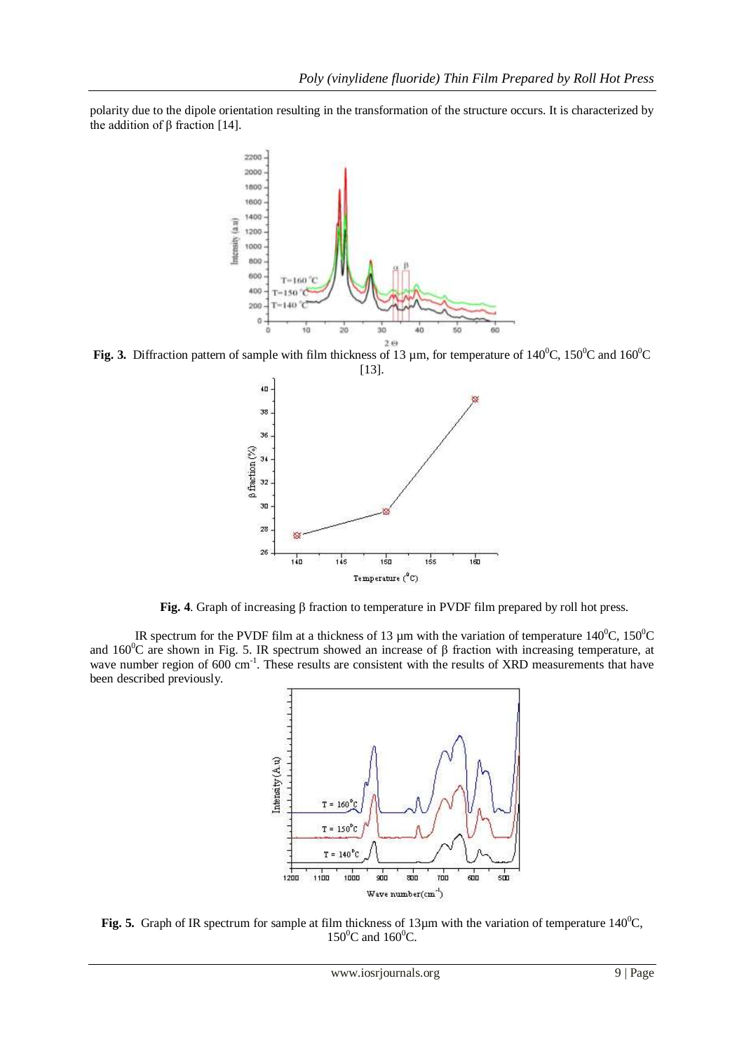polarity due to the dipole orientation resulting in the transformation of the structure occurs. It is characterized by the addition of β fraction [14].

**Fig. 3.** Diffraction pattern of sample with film thickness of 13 µm, for temperature of $140^0$C, $150^0$C and $160^0$C [13].

**Fig. 4**. Graph of increasing β fraction to temperature in PVDF film prepared by roll hot press.

IR spectrum for the PVDF film at a thickness of 13 µm with the variation of temperature $140^0$C, $150^0$C and $160^0$C are shown in Fig. 5. IR spectrum showed an increase of β fraction with increasing temperature, at wave number region of 600 $cm^{-1}$. These results are consistent with the results of XRD measurements that have been described previously.

**Fig. 5.** Graph of IR spectrum for sample at film thickness of 13µm with the variation of temperature $140^0$C, $150^0$C and $160^0$C.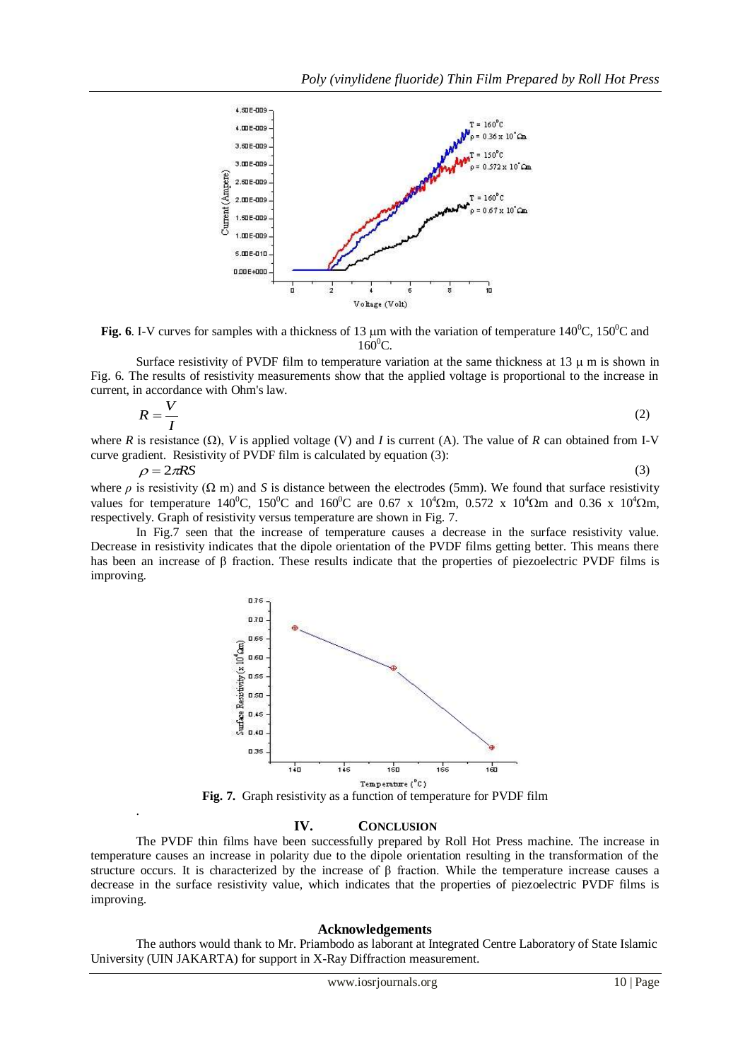**Fig. 6**. I-V curves for samples with a thickness of 13 μm with the variation of temperature $140^0$C, $150^0$C and $160^0$C.

Surface resistivity of PVDF film to temperature variation at the same thickness at 13 μ m is shown in Fig. 6. The results of resistivity measurements show that the applied voltage is proportional to the increase in current, in accordance with Ohm's law.

$$R = \frac{V}{I} \tag{2}$$

where *R* is resistance (Ω), *V* is applied voltage (V) and *I* is current (A). The value of *R* can obtained from I-V curve gradient. Resistivity of PVDF film is calculated by equation (3):

$$\rho = 2\pi RS \tag{3}$$

where $\rho$ is resistivity (Ω m) and *S* is distance between the electrodes (5mm). We found that surface resistivity values for temperature $140^0$C, $150^0$C and $160^0$C are 0.67 x $10^4$Ωm, 0.572 x $10^4$Ωm and 0.36 x $10^4$Ωm, respectively. Graph of resistivity versus temperature are shown in Fig. 7.

In Fig.7 seen that the increase of temperature causes a decrease in the surface resistivity value. Decrease in resistivity indicates that the dipole orientation of the PVDF films getting better. This means there has been an increase of β fraction. These results indicate that the properties of piezoelectric PVDF films is improving.

**Fig. 7.** Graph resistivity as a function of temperature for PVDF film

## IV. CONCLUSION

The PVDF thin films have been successfully prepared by Roll Hot Press machine. The increase in temperature causes an increase in polarity due to the dipole orientation resulting in the transformation of the structure occurs. It is characterized by the increase of β fraction. While the temperature increase causes a decrease in the surface resistivity value, which indicates that the properties of piezoelectric PVDF films is improving.

### Acknowledgements

The authors would thank to Mr. Priambodo as laborant at Integrated Centre Laboratory of State Islamic University (UIN JAKARTA) for support in X-Ray Diffraction measurement.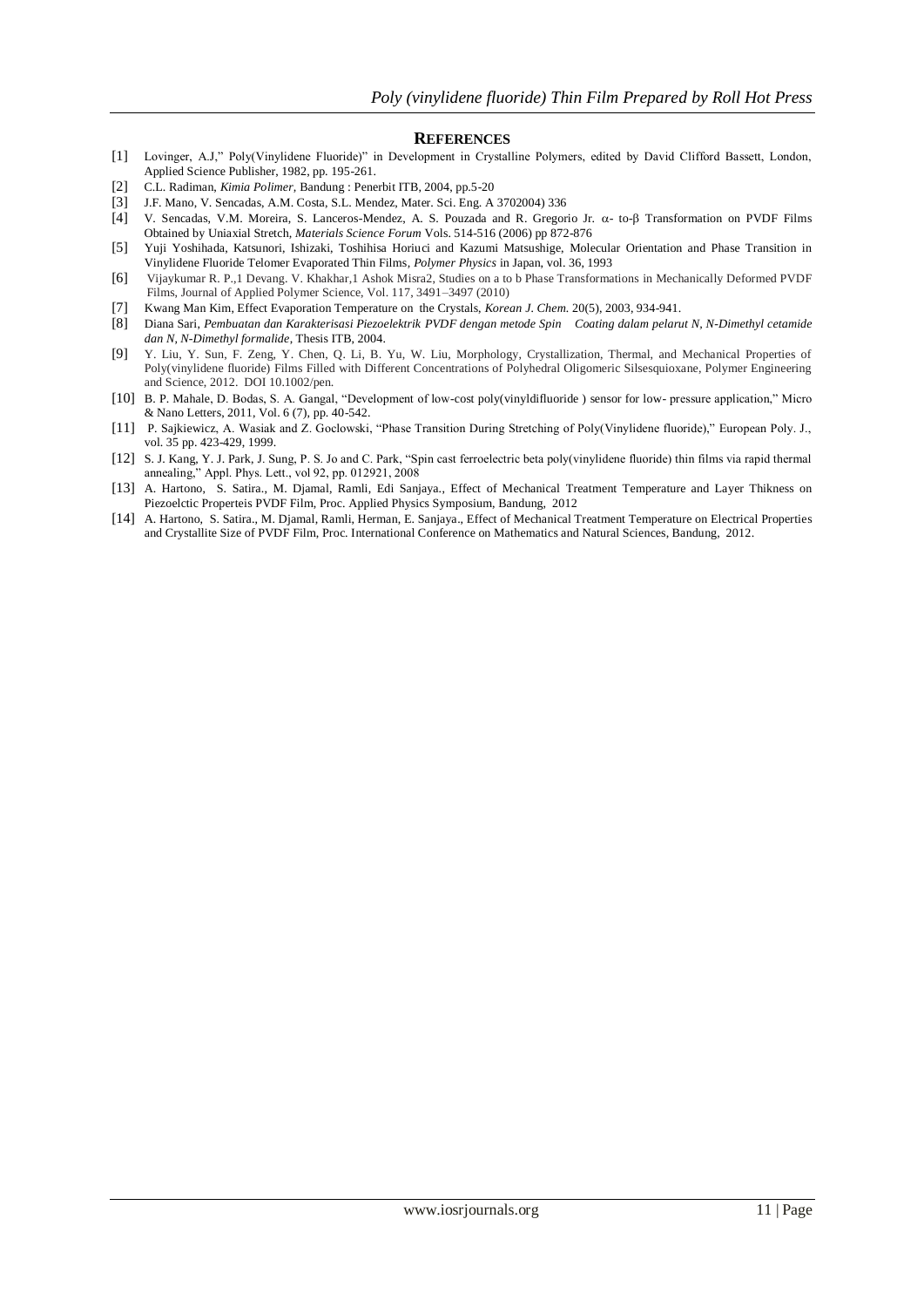## REFERENCES

[1] Lovinger, A.J," Poly(Vinylidene Fluoride)" in Development in Crystalline Polymers, edited by David Clifford Bassett, London, Applied Science Publisher, 1982, pp. 195-261.

[2] C.L. Radiman, *Kimia Polimer*, Bandung : Penerbit ITB, 2004, pp.5-20

[3] J.F. Mano, V. Sencadas, A.M. Costa, S.L. Mendez, Mater. Sci. Eng. A 3702004) 336

[4] V. Sencadas, V.M. Moreira, S. Lanceros-Mendez, A. S. Pouzada and R. Gregorio Jr. α- to-β Transformation on PVDF Films Obtained by Uniaxial Stretch, *Materials Science Forum* Vols. 514-516 (2006) pp 872-876

[5] Yuji Yoshihada, Katsunori, Ishizaki, Toshihisa Horiuci and Kazumi Matsushige, Molecular Orientation and Phase Transition in Vinylidene Fluoride Telomer Evaporated Thin Films, *Polymer Physics* in Japan, vol. 36, 1993

[6] Vijaykumar R. P.,1 Devang. V. Khakhar,1 Ashok Misra2, Studies on a to b Phase Transformations in Mechanically Deformed PVDF Films, Journal of Applied Polymer Science, Vol. 117, 3491–3497 (2010)

[7] Kwang Man Kim, Effect Evaporation Temperature on the Crystals, *Korean J. Chem.* 20(5), 2003, 934-941.

[8] Diana Sari, *Pembuatan dan Karakterisasi Piezoelektrik PVDF dengan metode Spin Coating dalam pelarut N, N-Dimethyl cetamide dan N, N-Dimethyl formalide*, Thesis ITB, 2004.

[9] Y. Liu, Y. Sun, F. Zeng, Y. Chen, Q. Li, B. Yu, W. Liu, Morphology, Crystallization, Thermal, and Mechanical Properties of Poly(vinylidene fluoride) Films Filled with Different Concentrations of Polyhedral Oligomeric Silsesquioxane, Polymer Engineering and Science, 2012. DOI 10.1002/pen.

[10] B. P. Mahale, D. Bodas, S. A. Gangal, "Development of low-cost poly(vinyldifluoride ) sensor for low- pressure application," Micro & Nano Letters, 2011, Vol. 6 (7), pp. 40-542.

[11] P. Sajkiewicz, A. Wasiak and Z. Goclowski, "Phase Transition During Stretching of Poly(Vinylidene fluoride)," European Poly. J., vol. 35 pp. 423-429, 1999.

[12] S. J. Kang, Y. J. Park, J. Sung, P. S. Jo and C. Park, "Spin cast ferroelectric beta poly(vinylidene fluoride) thin films via rapid thermal annealing," Appl. Phys. Lett., vol 92, pp. 012921, 2008

[13] A. Hartono, S. Satira., M. Djamal, Ramli, Edi Sanjaya., Effect of Mechanical Treatment Temperature and Layer Thikness on Piezoelctic Properteis PVDF Film, Proc. Applied Physics Symposium, Bandung, 2012

[14] A. Hartono, S. Satira., M. Djamal, Ramli, Herman, E. Sanjaya., Effect of Mechanical Treatment Temperature on Electrical Properties and Crystallite Size of PVDF Film, Proc. International Conference on Mathematics and Natural Sciences, Bandung, 2012.